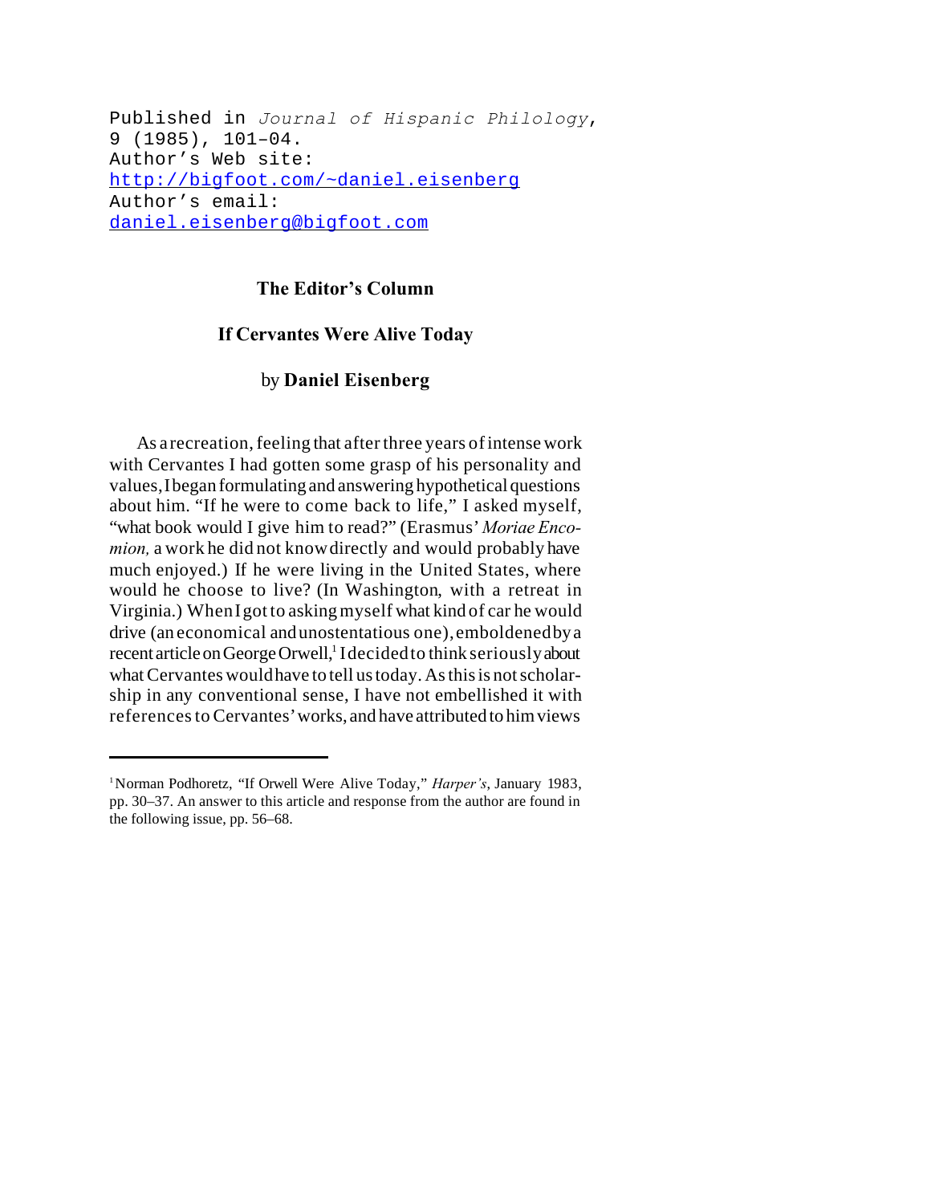Published in *Journal of Hispanic Philology*, 9 (1985), 101–04.
Author's Web site: http://bigfoot.com/~daniel.eisenberg
Author's email: daniel.eisenberg@bigfoot.com

## The Editor's Column

## If Cervantes Were Alive Today

by **Daniel Eisenberg**

As a recreation, feeling that after three years of intense work with Cervantes I had gotten some grasp of his personality and values, I began formulating and answering hypothetical questions about him. "If he were to come back to life," I asked myself, "what book would I give him to read?" (Erasmus' *Moriae Encomion,* a work he did not know directly and would probably have much enjoyed.) If he were living in the United States, where would he choose to live? (In Washington, with a retreat in Virginia.) When I got to asking myself what kind of car he would drive (an economical and unostentatious one), emboldened by a recent article on George Orwell,[1] I decided to think seriously about what Cervantes would have to tell us today. As this is not scholarship in any conventional sense, I have not embellished it with references to Cervantes' works, and have attributed to him views

---

[1] Norman Podhoretz, "If Orwell Were Alive Today," *Harper's*, January 1983, pp. 30–37. An answer to this article and response from the author are found in the following issue, pp. 56–68.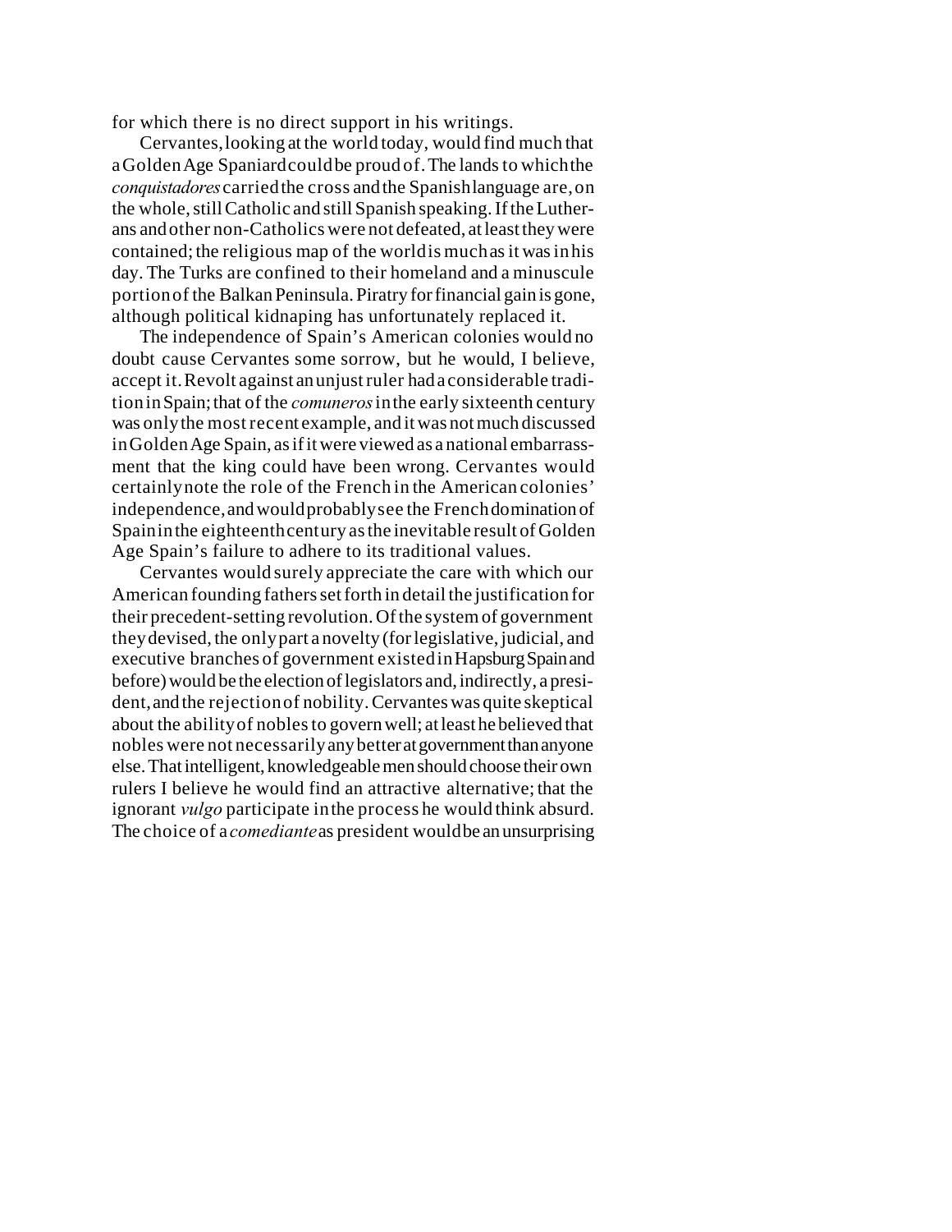for which there is no direct support in his writings.

Cervantes, looking at the world today, would find much that a Golden Age Spaniard could be proud of. The lands to which the *conquistadores* carried the cross and the Spanish language are, on the whole, still Catholic and still Spanish speaking. If the Lutherans and other non-Catholics were not defeated, at least they were contained; the religious map of the world is much as it was in his day. The Turks are confined to their homeland and a minuscule portion of the Balkan Peninsula. Piratry for financial gain is gone, although political kidnaping has unfortunately replaced it.

The independence of Spain's American colonies would no doubt cause Cervantes some sorrow, but he would, I believe, accept it. Revolt against an unjust ruler had a considerable tradition in Spain; that of the *comuneros* in the early sixteenth century was only the most recent example, and it was not much discussed in Golden Age Spain, as if it were viewed as a national embarrassment that the king could have been wrong. Cervantes would certainly note the role of the French in the American colonies' independence, and would probably see the French domination of Spain in the eighteenth century as the inevitable result of Golden Age Spain's failure to adhere to its traditional values.

Cervantes would surely appreciate the care with which our American founding fathers set forth in detail the justification for their precedent-setting revolution. Of the system of government they devised, the only part a novelty (for legislative, judicial, and executive branches of government existed in Hapsburg Spain and before) would be the election of legislators and, indirectly, a president, and the rejection of nobility. Cervantes was quite skeptical about the ability of nobles to govern well; at least he believed that nobles were not necessarily any better at government than anyone else. That intelligent, knowledgeable men should choose their own rulers I believe he would find an attractive alternative; that the ignorant *vulgo* participate in the process he would think absurd. The choice of a *comediante* as president would be an unsurprising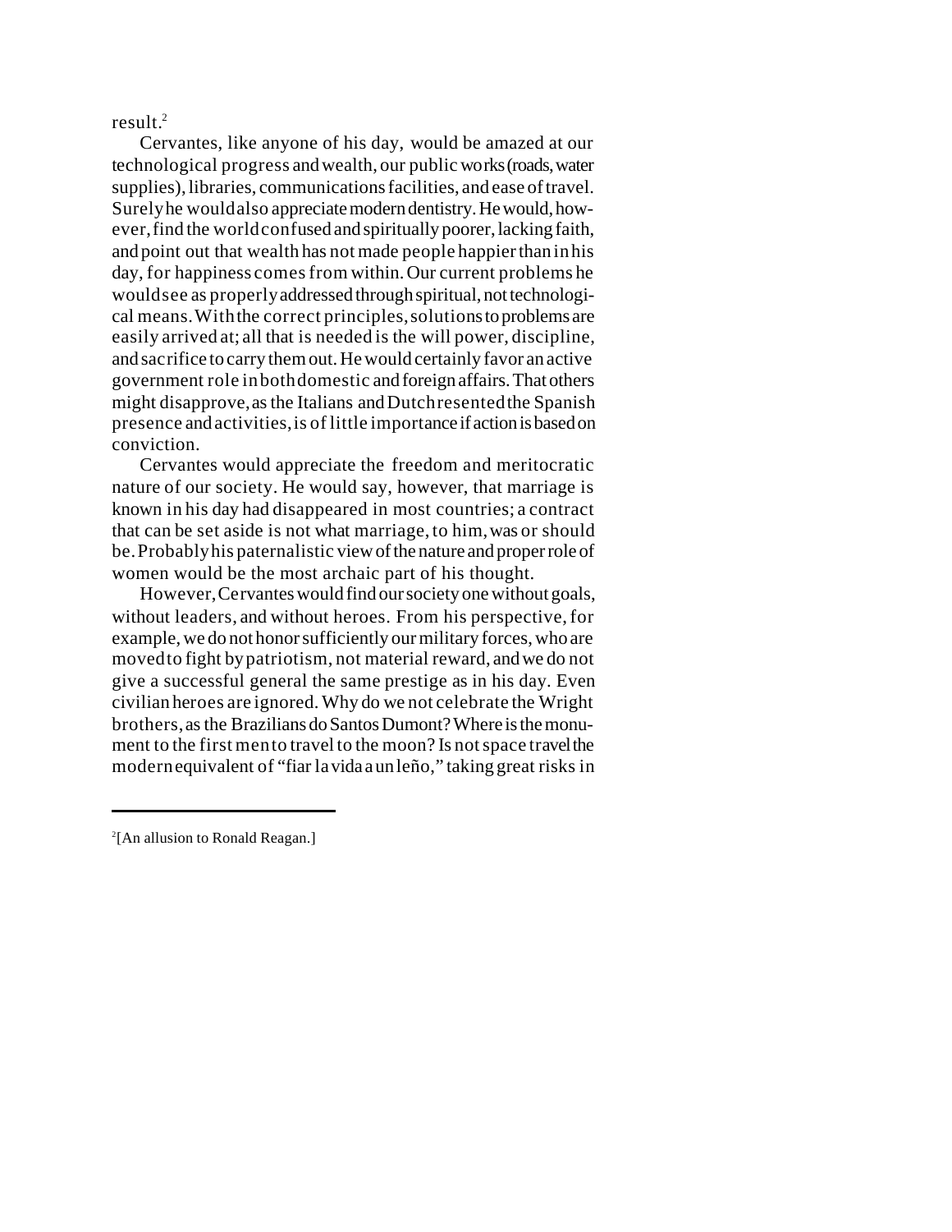result.[2]

Cervantes, like anyone of his day, would be amazed at our technological progress and wealth, our public works (roads, water supplies), libraries, communications facilities, and ease of travel. Surely he would also appreciate modern dentistry. He would, however, find the world confused and spiritually poorer, lacking faith, and point out that wealth has not made people happier than in his day, for happiness comes from within. Our current problems he would see as properly addressed through spiritual, not technological means. With the correct principles, solutions to problems are easily arrived at; all that is needed is the will power, discipline, and sacrifice to carry them out. He would certainly favor an active government role in both domestic and foreign affairs. That others might disapprove, as the Italians and Dutch resented the Spanish presence and activities, is of little importance if action is based on conviction.

Cervantes would appreciate the freedom and meritocratic nature of our society. He would say, however, that marriage is known in his day had disappeared in most countries; a contract that can be set aside is not what marriage, to him, was or should be. Probably his paternalistic view of the nature and proper role of women would be the most archaic part of his thought.

However, Cervantes would find our society one without goals, without leaders, and without heroes. From his perspective, for example, we do not honor sufficiently our military forces, who are moved to fight by patriotism, not material reward, and we do not give a successful general the same prestige as in his day. Even civilian heroes are ignored. Why do we not celebrate the Wright brothers, as the Brazilians do Santos Dumont? Where is the monument to the first men to travel to the moon? Is not space travel the modern equivalent of "fiar la vida a un leño," taking great risks in

---

[2] [An allusion to Ronald Reagan.]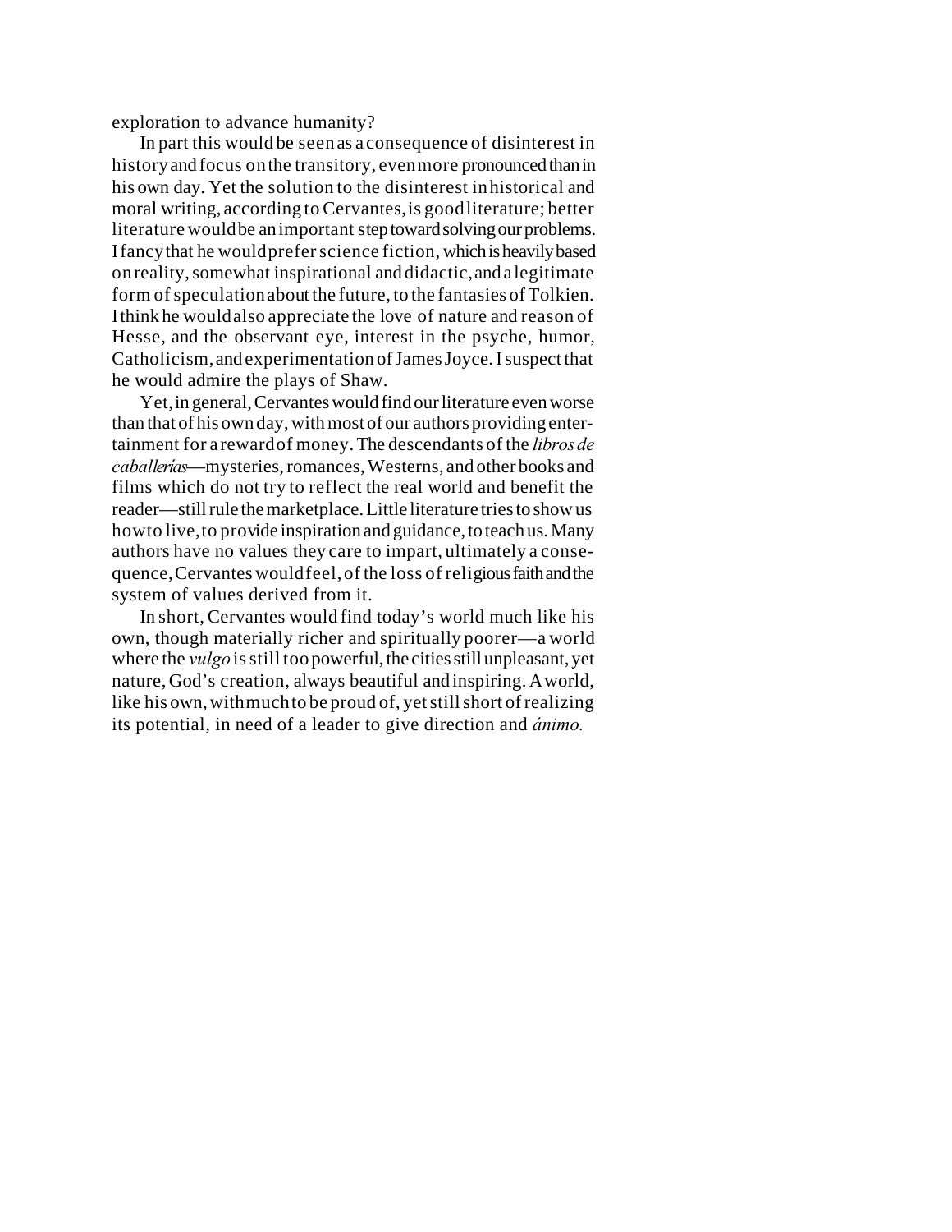exploration to advance humanity?

In part this would be seen as a consequence of disinterest in history and focus on the transitory, even more pronounced than in his own day. Yet the solution to the disinterest in historical and moral writing, according to Cervantes, is good literature; better literature would be an important step toward solving our problems. I fancy that he would prefer science fiction, which is heavily based on reality, somewhat inspirational and didactic, and a legitimate form of speculation about the future, to the fantasies of Tolkien. I think he would also appreciate the love of nature and reason of Hesse, and the observant eye, interest in the psyche, humor, Catholicism, and experimentation of James Joyce. I suspect that he would admire the plays of Shaw.

Yet, in general, Cervantes would find our literature even worse than that of his own day, with most of our authors providing entertainment for a reward of money. The descendants of the *libros de caballerías*—mysteries, romances, Westerns, and other books and films which do not try to reflect the real world and benefit the reader—still rule the marketplace. Little literature tries to show us how to live, to provide inspiration and guidance, to teach us. Many authors have no values they care to impart, ultimately a consequence, Cervantes would feel, of the loss of religious faith and the system of values derived from it.

In short, Cervantes would find today's world much like his own, though materially richer and spiritually poorer—a world where the *vulgo* is still too powerful, the cities still unpleasant, yet nature, God's creation, always beautiful and inspiring. A world, like his own, with much to be proud of, yet still short of realizing its potential, in need of a leader to give direction and *ánimo.*